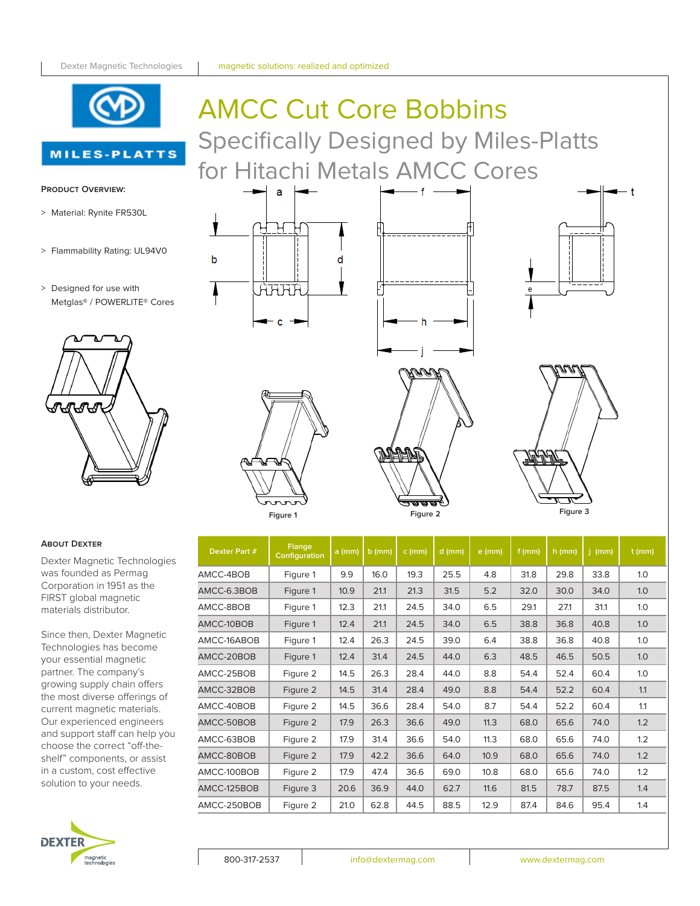# AMCC Cut Core Bobbins

## Specifically Designed by Miles-Platts for Hitachi Metals AMCC Cores

**PRODUCT OVERVIEW:**

- > Material: Rynite FR530L
- > Flammability Rating: UL94V0
- > Designed for use with Metglas® / POWERLITE® Cores

Figure 1

Figure 2

Figure 3

| Dexter Part # | Flange Configuration | a (mm) | b (mm) | c (mm) | d (mm) | e (mm) | f (mm) | h (mm) | j (mm) | t (mm) |
|---|---|---|---|---|---|---|---|---|---|---|
| AMCC-4BOB | Figure 1 | 9.9 | 16.0 | 19.3 | 25.5 | 4.8 | 31.8 | 29.8 | 33.8 | 1.0 |
| AMCC-6.3BOB | Figure 1 | 10.9 | 21.1 | 21.3 | 31.5 | 5.2 | 32.0 | 30.0 | 34.0 | 1.0 |
| AMCC-8BOB | Figure 1 | 12.3 | 21.1 | 24.5 | 34.0 | 6.5 | 29.1 | 27.1 | 31.1 | 1.0 |
| AMCC-10BOB | Figure 1 | 12.4 | 21.1 | 24.5 | 34.0 | 6.5 | 38.8 | 36.8 | 40.8 | 1.0 |
| AMCC-16ABOB | Figure 1 | 12.4 | 26.3 | 24.5 | 39.0 | 6.4 | 38.8 | 36.8 | 40.8 | 1.0 |
| AMCC-20BOB | Figure 1 | 12.4 | 31.4 | 24.5 | 44.0 | 6.3 | 48.5 | 46.5 | 50.5 | 1.0 |
| AMCC-25BOB | Figure 2 | 14.5 | 26.3 | 28.4 | 44.0 | 8.8 | 54.4 | 52.4 | 60.4 | 1.0 |
| AMCC-32BOB | Figure 2 | 14.5 | 31.4 | 28.4 | 49.0 | 8.8 | 54.4 | 52.2 | 60.4 | 1.1 |
| AMCC-40BOB | Figure 2 | 14.5 | 36.6 | 28.4 | 54.0 | 8.7 | 54.4 | 52.2 | 60.4 | 1.1 |
| AMCC-50BOB | Figure 2 | 17.9 | 26.3 | 36.6 | 49.0 | 11.3 | 68.0 | 65.6 | 74.0 | 1.2 |
| AMCC-63BOB | Figure 2 | 17.9 | 31.4 | 36.6 | 54.0 | 11.3 | 68.0 | 65.6 | 74.0 | 1.2 |
| AMCC-80BOB | Figure 2 | 17.9 | 42.2 | 36.6 | 64.0 | 10.9 | 68.0 | 65.6 | 74.0 | 1.2 |
| AMCC-100BOB | Figure 2 | 17.9 | 47.4 | 36.6 | 69.0 | 10.8 | 68.0 | 65.6 | 74.0 | 1.2 |
| AMCC-125BOB | Figure 3 | 20.6 | 36.9 | 44.0 | 62.7 | 11.6 | 81.5 | 78.7 | 87.5 | 1.4 |
| AMCC-250BOB | Figure 2 | 21.0 | 62.8 | 44.5 | 88.5 | 12.9 | 87.4 | 84.6 | 95.4 | 1.4 |

**ABOUT DEXTER**

Dexter Magnetic Technologies was founded as Permag Corporation in 1951 as the FIRST global magnetic materials distributor.

Since then, Dexter Magnetic Technologies has become your essential magnetic partner. The company's growing supply chain offers the most diverse offerings of current magnetic materials. Our experienced engineers and support staff can help you choose the correct "off-the-shelf" components, or assist in a custom, cost effective solution to your needs.

800-317-2537 | info@dextermag.com | www.dextermag.com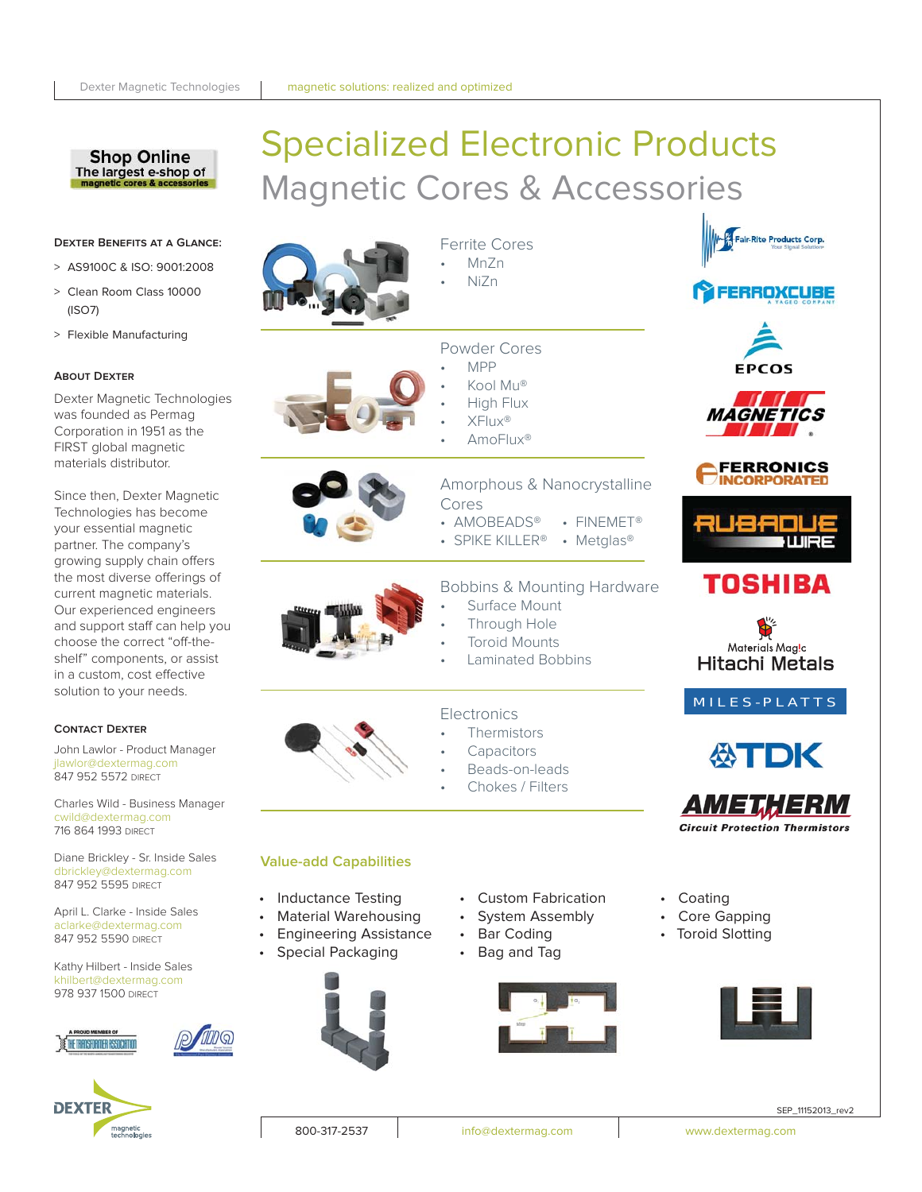# Specialized Electronic Products

## Magnetic Cores & Accessories

**Shop Online**
The largest e-shop of magnetic cores & accessories

### Dexter Benefits at a Glance:

> AS9100C & ISO: 9001:2008

> Clean Room Class 10000 (ISO7)

> Flexible Manufacturing

### About Dexter

Dexter Magnetic Technologies was founded as Permag Corporation in 1951 as the FIRST global magnetic materials distributor.

Since then, Dexter Magnetic Technologies has become your essential magnetic partner. The company's growing supply chain offers the most diverse offerings of current magnetic materials. Our experienced engineers and support staff can help you choose the correct "off-the-shelf" components, or assist in a custom, cost effective solution to your needs.

### Contact Dexter

John Lawlor - Product Manager
jlawlor@dextermag.com
847 952 5572 DIRECT

Charles Wild - Business Manager
cwild@dextermag.com
716 864 1993 DIRECT

Diane Brickley - Sr. Inside Sales
dbrickley@dextermag.com
847 952 5595 DIRECT

April L. Clarke - Inside Sales
aclarke@dextermag.com
847 952 5590 DIRECT

Kathy Hilbert - Inside Sales
khilbert@dextermag.com
978 937 1500 DIRECT

A PROUD MEMBER OF THE TRANSFORMER ASSOCIATION

### Ferrite Cores

- MnZn
- NiZn

### Powder Cores

- MPP
- Kool Mu®
- High Flux
- XFlux®
- AmoFlux®

### Amorphous & Nanocrystalline Cores

- AMOBEADS®
- SPIKE KILLER®
- FINEMET®
- Metglas®

### Bobbins & Mounting Hardware

- Surface Mount
- Through Hole
- Toroid Mounts
- Laminated Bobbins

### Electronics

- Thermistors
- Capacitors
- Beads-on-leads
- Chokes / Filters

Fair-Rite Products Corp. — Your Signal Solution

FERROXCUBE — A YAGEO COMPANY

EPCOS

MAGNETICS®

FERRONICS INCORPORATED

RUBADUE WIRE

TOSHIBA

Materials Mag!c — Hitachi Metals

MILES-PLATTS

TDK

AMETHERM — Circuit Protection Thermistors

### Value-add Capabilities

- Inductance Testing
- Material Warehousing
- Engineering Assistance
- Special Packaging
- Custom Fabrication
- System Assembly
- Bar Coding
- Bag and Tag
- Coating
- Core Gapping
- Toroid Slotting

DEXTER magnetic technologies

SEP_11152013_rev2

800-317-2537 | info@dextermag.com | www.dextermag.com